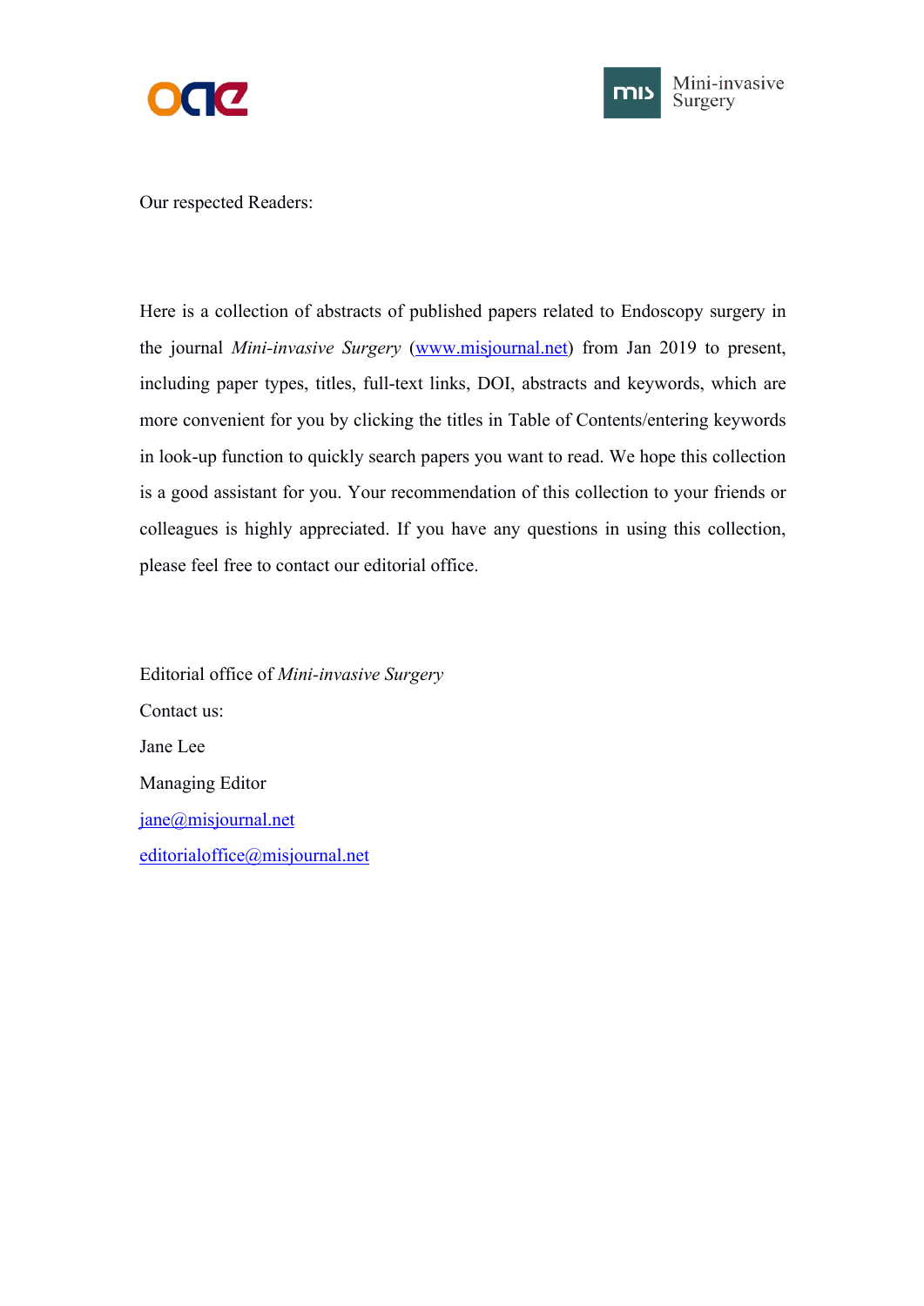Our respected Readers:

Here is a collection of abstracts of published papers related to Endoscopy surgery in the journal *Mini-invasive Surgery* (www.misjournal.net) from Jan 2019 to present, including paper types, titles, full-text links, DOI, abstracts and keywords, which are more convenient for you by clicking the titles in Table of Contents/entering keywords in look-up function to quickly search papers you want to read. We hope this collection is a good assistant for you. Your recommendation of this collection to your friends or colleagues is highly appreciated. If you have any questions in using this collection, please feel free to contact our editorial office.

Editorial office of *Mini-invasive Surgery*

Contact us:

Jane Lee

Managing Editor

jane@misjournal.net

editorialoffice@misjournal.net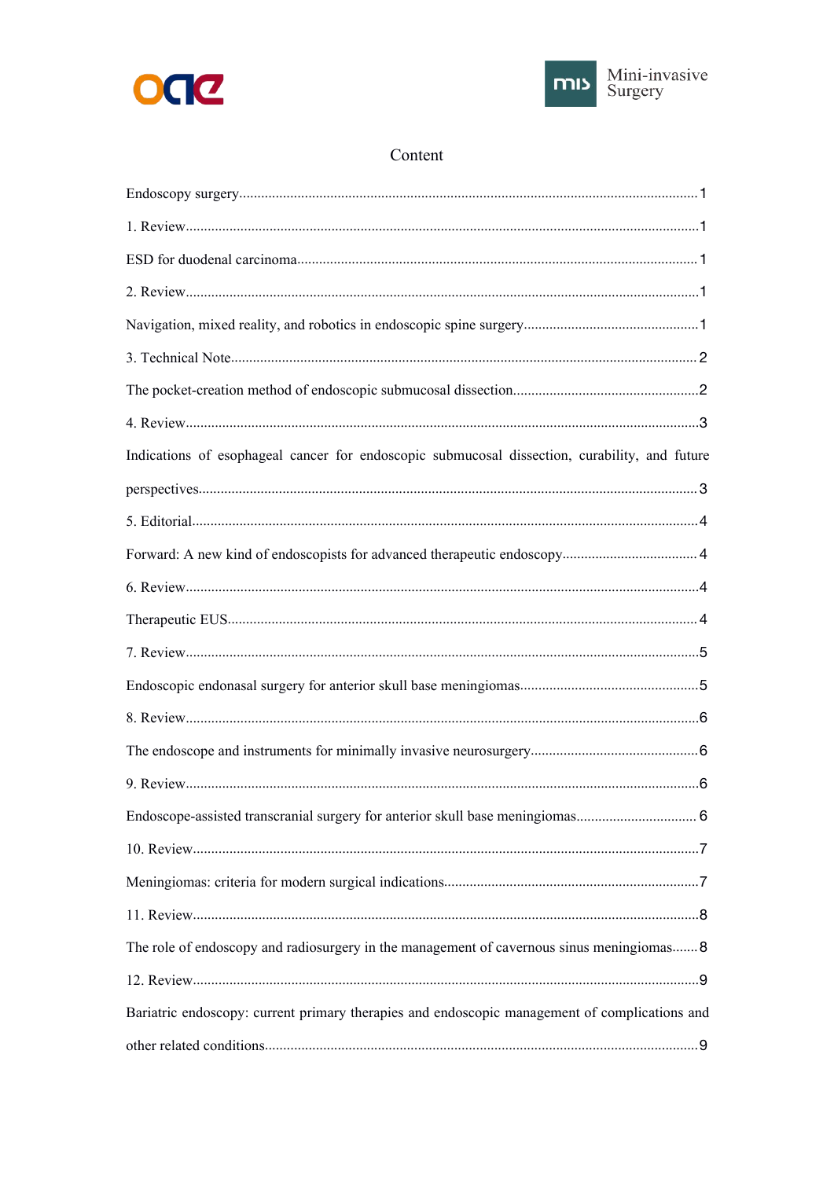# Content

Endoscopy surgery........................................................................................................................1

1. Review.......................................................................................................................................1

ESD for duodenal carcinoma.........................................................................................................1

2. Review.......................................................................................................................................1

Navigation, mixed reality, and robotics in endoscopic spine surgery...............................................1

3. Technical Note...........................................................................................................................2

The pocket-creation method of endoscopic submucosal dissection..................................................2

4. Review.......................................................................................................................................3

Indications of esophageal cancer for endoscopic submucosal dissection, curability, and future perspectives..................................................................................................................................3

5. Editorial.....................................................................................................................................4

Forward: A new kind of endoscopists for advanced therapeutic endoscopy.....................................4

6. Review.......................................................................................................................................4

Therapeutic EUS...........................................................................................................................4

7. Review.......................................................................................................................................5

Endoscopic endonasal surgery for anterior skull base meningiomas................................................5

8. Review.......................................................................................................................................6

The endoscope and instruments for minimally invasive neurosurgery.............................................6

9. Review.......................................................................................................................................6

Endoscope-assisted transcranial surgery for anterior skull base meningiomas.................................6

10. Review.....................................................................................................................................7

Meningiomas: criteria for modern surgical indications....................................................................7

11. Review.....................................................................................................................................8

The role of endoscopy and radiosurgery in the management of cavernous sinus meningiomas.......8

12. Review.....................................................................................................................................9

Bariatric endoscopy: current primary therapies and endoscopic management of complications and other related conditions.................................................................................................................9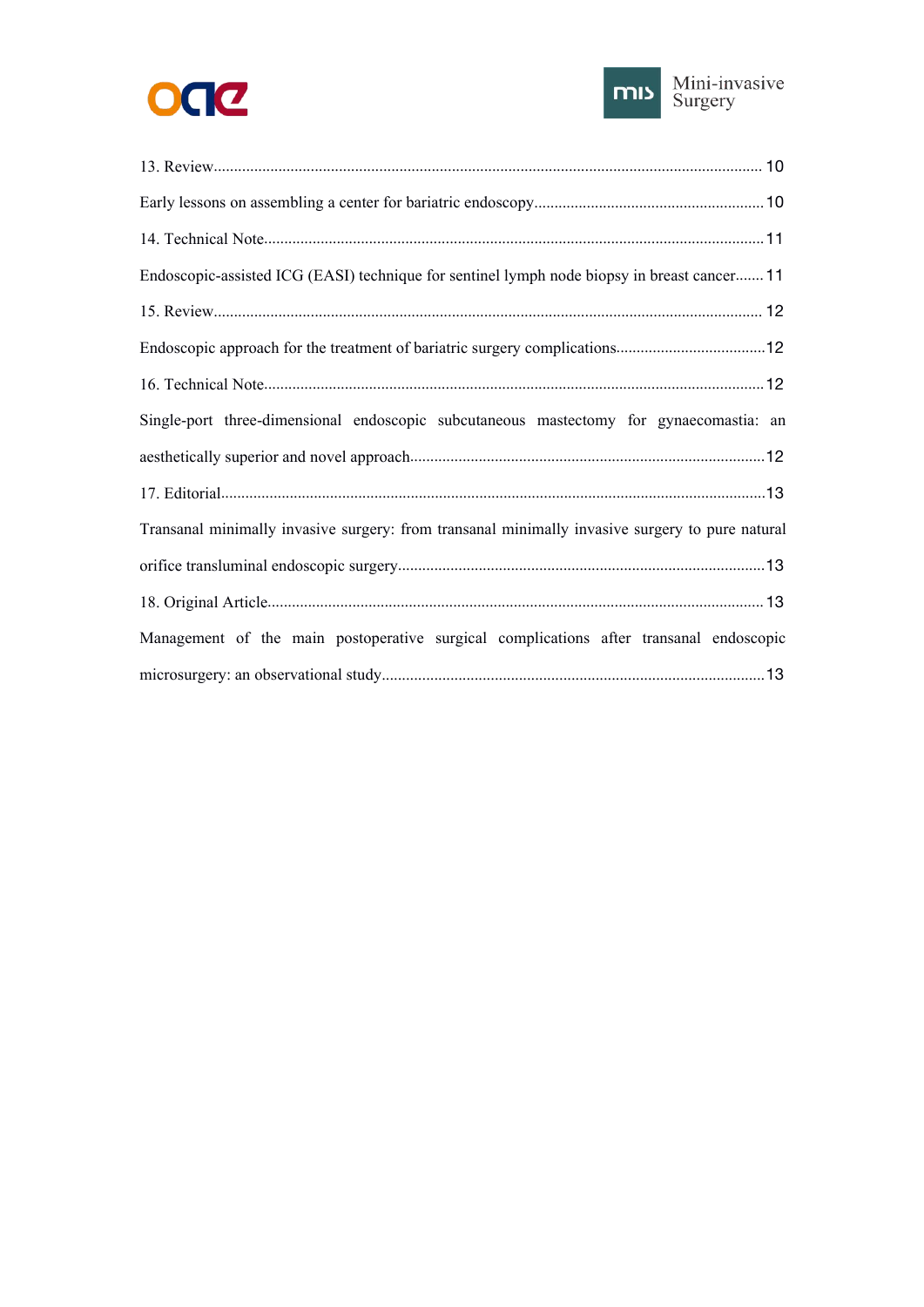13. Review.......................................................................................................................................... 10

Early lessons on assembling a center for bariatric endoscopy.........................................................10

14. Technical Note...........................................................................................................................11

Endoscopic-assisted ICG (EASI) technique for sentinel lymph node biopsy in breast cancer....... 11

15. Review.......................................................................................................................................... 12

Endoscopic approach for the treatment of bariatric surgery complications.....................................12

16. Technical Note...........................................................................................................................12

Single-port three-dimensional endoscopic subcutaneous mastectomy for gynaecomastia: an aesthetically superior and novel approach.......................................................................................12

17. Editorial.......................................................................................................................................13

Transanal minimally invasive surgery: from transanal minimally invasive surgery to pure natural orifice transluminal endoscopic surgery..........................................................................................13

18. Original Article........................................................................................................................... 13

Management of the main postoperative surgical complications after transanal endoscopic microsurgery: an observational study..............................................................................................13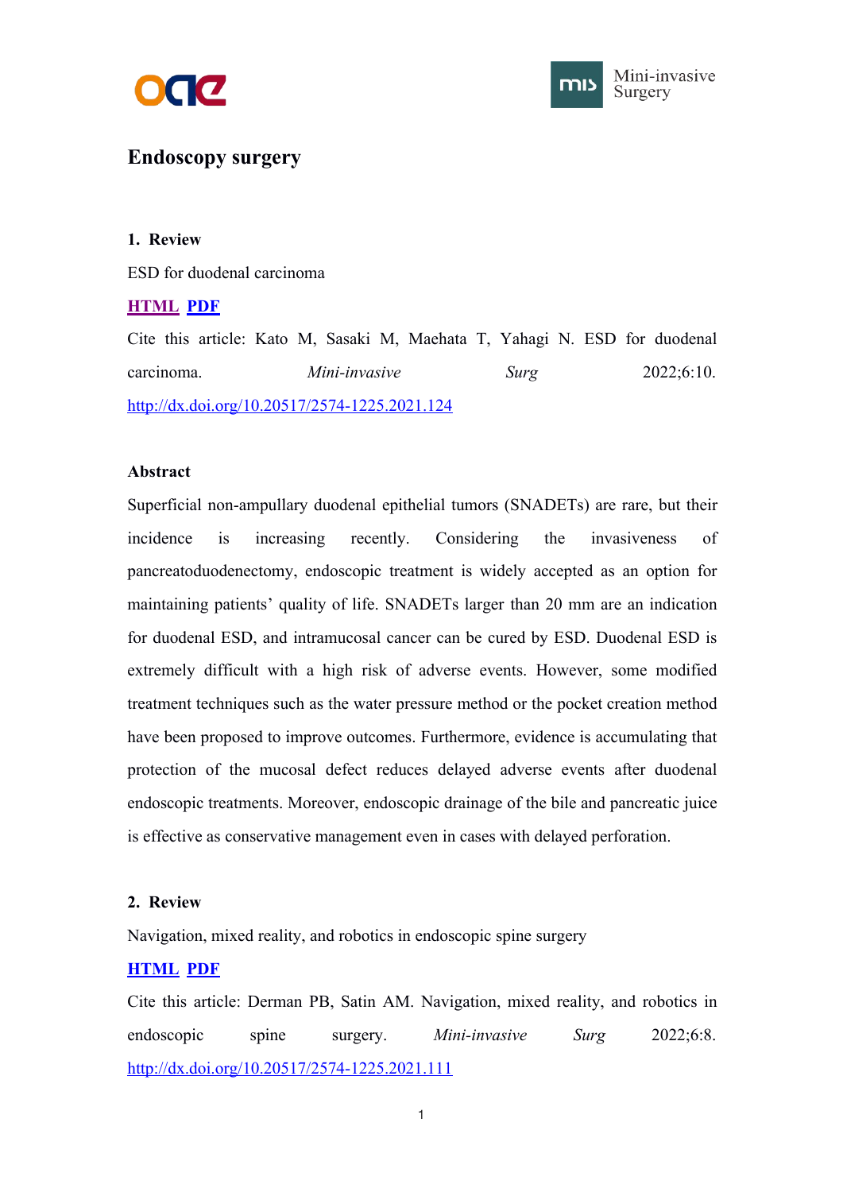# Endoscopy surgery

**1. Review**

ESD for duodenal carcinoma

**HTML** **PDF**

Cite this article: Kato M, Sasaki M, Maehata T, Yahagi N. ESD for duodenal carcinoma. *Mini-invasive Surg* 2022;6:10. http://dx.doi.org/10.20517/2574-1225.2021.124

**Abstract**

Superficial non-ampullary duodenal epithelial tumors (SNADETs) are rare, but their incidence is increasing recently. Considering the invasiveness of pancreatoduodenectomy, endoscopic treatment is widely accepted as an option for maintaining patients' quality of life. SNADETs larger than 20 mm are an indication for duodenal ESD, and intramucosal cancer can be cured by ESD. Duodenal ESD is extremely difficult with a high risk of adverse events. However, some modified treatment techniques such as the water pressure method or the pocket creation method have been proposed to improve outcomes. Furthermore, evidence is accumulating that protection of the mucosal defect reduces delayed adverse events after duodenal endoscopic treatments. Moreover, endoscopic drainage of the bile and pancreatic juice is effective as conservative management even in cases with delayed perforation.

**2. Review**

Navigation, mixed reality, and robotics in endoscopic spine surgery

**HTML** **PDF**

Cite this article: Derman PB, Satin AM. Navigation, mixed reality, and robotics in endoscopic spine surgery. *Mini-invasive Surg* 2022;6:8. http://dx.doi.org/10.20517/2574-1225.2021.111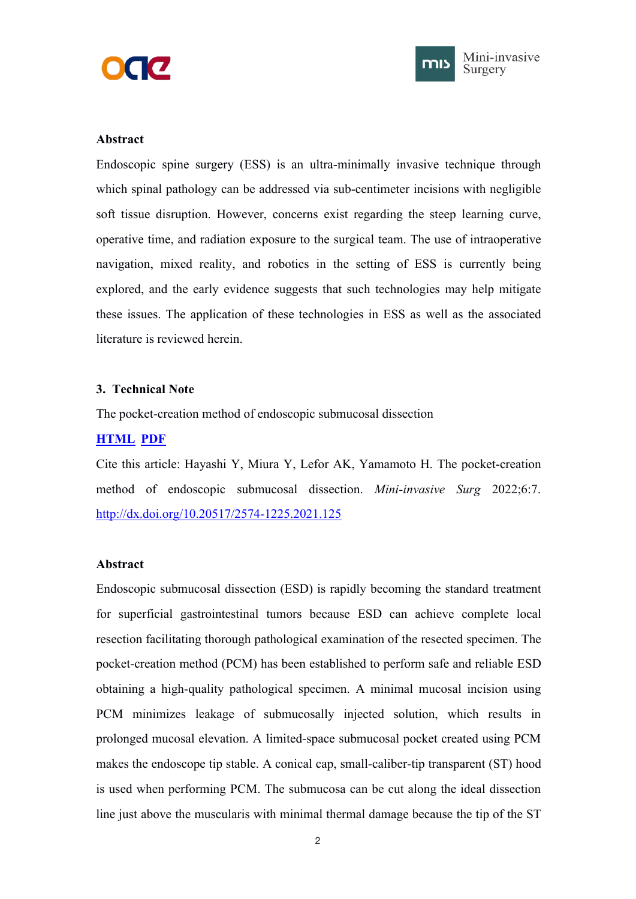### Abstract

Endoscopic spine surgery (ESS) is an ultra-minimally invasive technique through which spinal pathology can be addressed via sub-centimeter incisions with negligible soft tissue disruption. However, concerns exist regarding the steep learning curve, operative time, and radiation exposure to the surgical team. The use of intraoperative navigation, mixed reality, and robotics in the setting of ESS is currently being explored, and the early evidence suggests that such technologies may help mitigate these issues. The application of these technologies in ESS as well as the associated literature is reviewed herein.

### 3. Technical Note

The pocket-creation method of endoscopic submucosal dissection

**HTML** **PDF**

Cite this article: Hayashi Y, Miura Y, Lefor AK, Yamamoto H. The pocket-creation method of endoscopic submucosal dissection. *Mini-invasive Surg* 2022;6:7. http://dx.doi.org/10.20517/2574-1225.2021.125

### Abstract

Endoscopic submucosal dissection (ESD) is rapidly becoming the standard treatment for superficial gastrointestinal tumors because ESD can achieve complete local resection facilitating thorough pathological examination of the resected specimen. The pocket-creation method (PCM) has been established to perform safe and reliable ESD obtaining a high-quality pathological specimen. A minimal mucosal incision using PCM minimizes leakage of submucosally injected solution, which results in prolonged mucosal elevation. A limited-space submucosal pocket created using PCM makes the endoscope tip stable. A conical cap, small-caliber-tip transparent (ST) hood is used when performing PCM. The submucosa can be cut along the ideal dissection line just above the muscularis with minimal thermal damage because the tip of the ST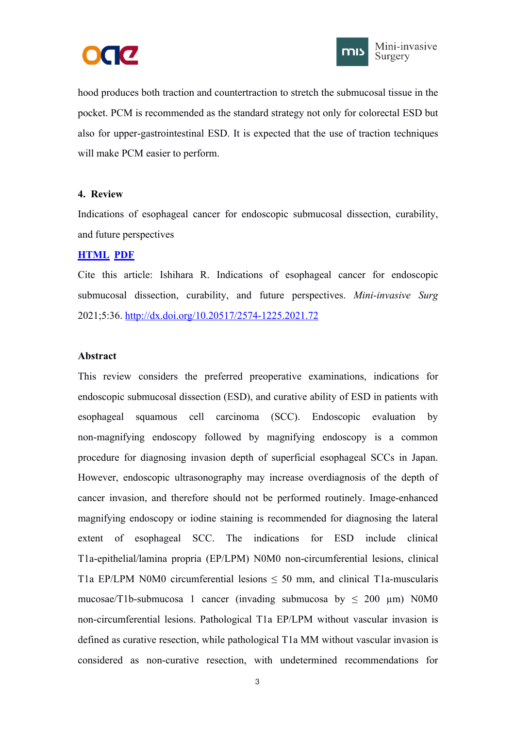hood produces both traction and countertraction to stretch the submucosal tissue in the pocket. PCM is recommended as the standard strategy not only for colorectal ESD but also for upper-gastrointestinal ESD. It is expected that the use of traction techniques will make PCM easier to perform.

**4. Review**

Indications of esophageal cancer for endoscopic submucosal dissection, curability, and future perspectives

**HTML PDF**

Cite this article: Ishihara R. Indications of esophageal cancer for endoscopic submucosal dissection, curability, and future perspectives. *Mini-invasive Surg* 2021;5:36. http://dx.doi.org/10.20517/2574-1225.2021.72

**Abstract**

This review considers the preferred preoperative examinations, indications for endoscopic submucosal dissection (ESD), and curative ability of ESD in patients with esophageal squamous cell carcinoma (SCC). Endoscopic evaluation by non-magnifying endoscopy followed by magnifying endoscopy is a common procedure for diagnosing invasion depth of superficial esophageal SCCs in Japan. However, endoscopic ultrasonography may increase overdiagnosis of the depth of cancer invasion, and therefore should not be performed routinely. Image-enhanced magnifying endoscopy or iodine staining is recommended for diagnosing the lateral extent of esophageal SCC. The indications for ESD include clinical T1a-epithelial/lamina propria (EP/LPM) N0M0 non-circumferential lesions, clinical T1a EP/LPM N0M0 circumferential lesions ≤ 50 mm, and clinical T1a-muscularis mucosae/T1b-submucosa 1 cancer (invading submucosa by ≤ 200 μm) N0M0 non-circumferential lesions. Pathological T1a EP/LPM without vascular invasion is defined as curative resection, while pathological T1a MM without vascular invasion is considered as non-curative resection, with undetermined recommendations for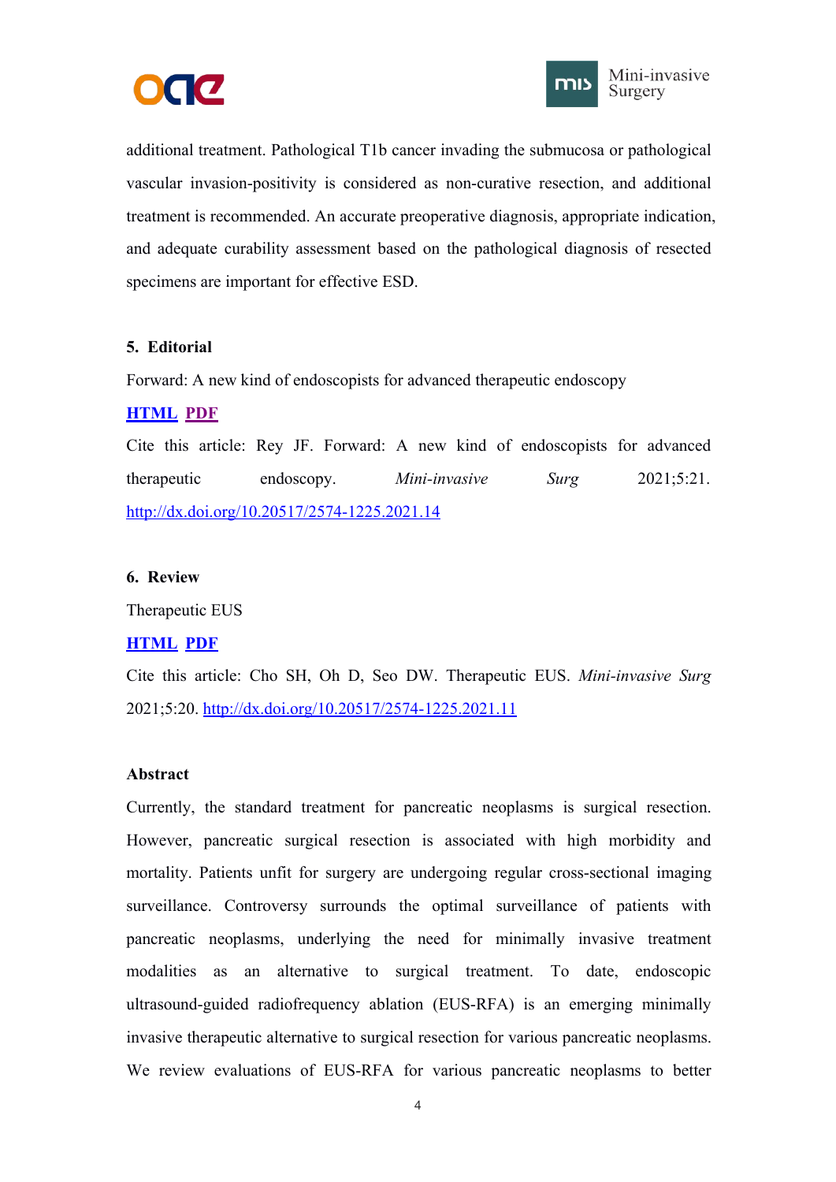additional treatment. Pathological T1b cancer invading the submucosa or pathological vascular invasion-positivity is considered as non-curative resection, and additional treatment is recommended. An accurate preoperative diagnosis, appropriate indication, and adequate curability assessment based on the pathological diagnosis of resected specimens are important for effective ESD.

### 5. Editorial

Forward: A new kind of endoscopists for advanced therapeutic endoscopy

**HTML** **PDF**

Cite this article: Rey JF. Forward: A new kind of endoscopists for advanced therapeutic endoscopy. *Mini-invasive Surg* 2021;5:21. http://dx.doi.org/10.20517/2574-1225.2021.14

### 6. Review

Therapeutic EUS

**HTML** **PDF**

Cite this article: Cho SH, Oh D, Seo DW. Therapeutic EUS. *Mini-invasive Surg* 2021;5:20. http://dx.doi.org/10.20517/2574-1225.2021.11

**Abstract**

Currently, the standard treatment for pancreatic neoplasms is surgical resection. However, pancreatic surgical resection is associated with high morbidity and mortality. Patients unfit for surgery are undergoing regular cross-sectional imaging surveillance. Controversy surrounds the optimal surveillance of patients with pancreatic neoplasms, underlying the need for minimally invasive treatment modalities as an alternative to surgical treatment. To date, endoscopic ultrasound-guided radiofrequency ablation (EUS-RFA) is an emerging minimally invasive therapeutic alternative to surgical resection for various pancreatic neoplasms. We review evaluations of EUS-RFA for various pancreatic neoplasms to better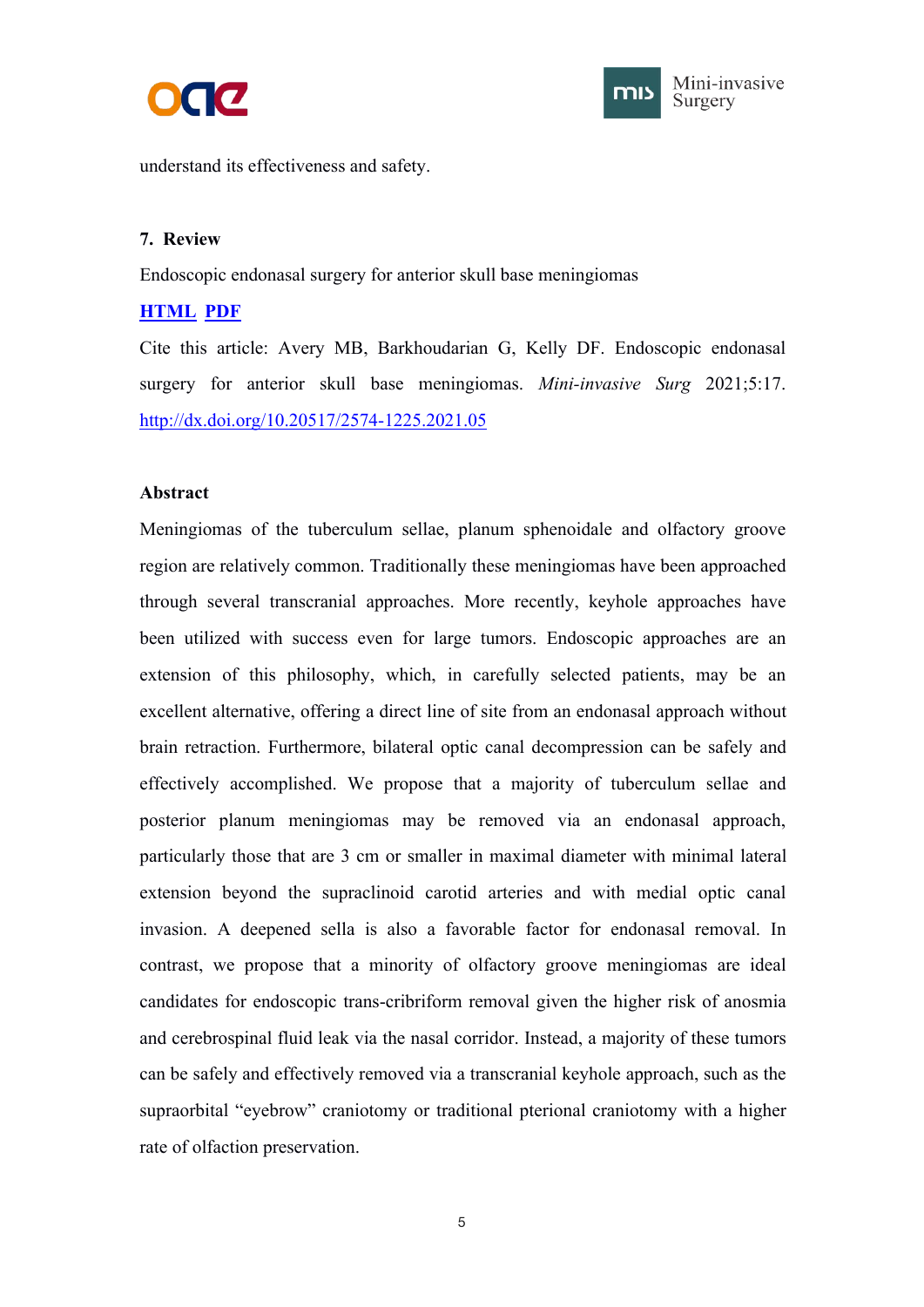understand its effectiveness and safety.

**7. Review**

Endoscopic endonasal surgery for anterior skull base meningiomas

**HTML** **PDF**

Cite this article: Avery MB, Barkhoudarian G, Kelly DF. Endoscopic endonasal surgery for anterior skull base meningiomas. *Mini-invasive Surg* 2021;5:17. http://dx.doi.org/10.20517/2574-1225.2021.05

**Abstract**

Meningiomas of the tuberculum sellae, planum sphenoidale and olfactory groove region are relatively common. Traditionally these meningiomas have been approached through several transcranial approaches. More recently, keyhole approaches have been utilized with success even for large tumors. Endoscopic approaches are an extension of this philosophy, which, in carefully selected patients, may be an excellent alternative, offering a direct line of site from an endonasal approach without brain retraction. Furthermore, bilateral optic canal decompression can be safely and effectively accomplished. We propose that a majority of tuberculum sellae and posterior planum meningiomas may be removed via an endonasal approach, particularly those that are 3 cm or smaller in maximal diameter with minimal lateral extension beyond the supraclinoid carotid arteries and with medial optic canal invasion. A deepened sella is also a favorable factor for endonasal removal. In contrast, we propose that a minority of olfactory groove meningiomas are ideal candidates for endoscopic trans-cribriform removal given the higher risk of anosmia and cerebrospinal fluid leak via the nasal corridor. Instead, a majority of these tumors can be safely and effectively removed via a transcranial keyhole approach, such as the supraorbital "eyebrow" craniotomy or traditional pterional craniotomy with a higher rate of olfaction preservation.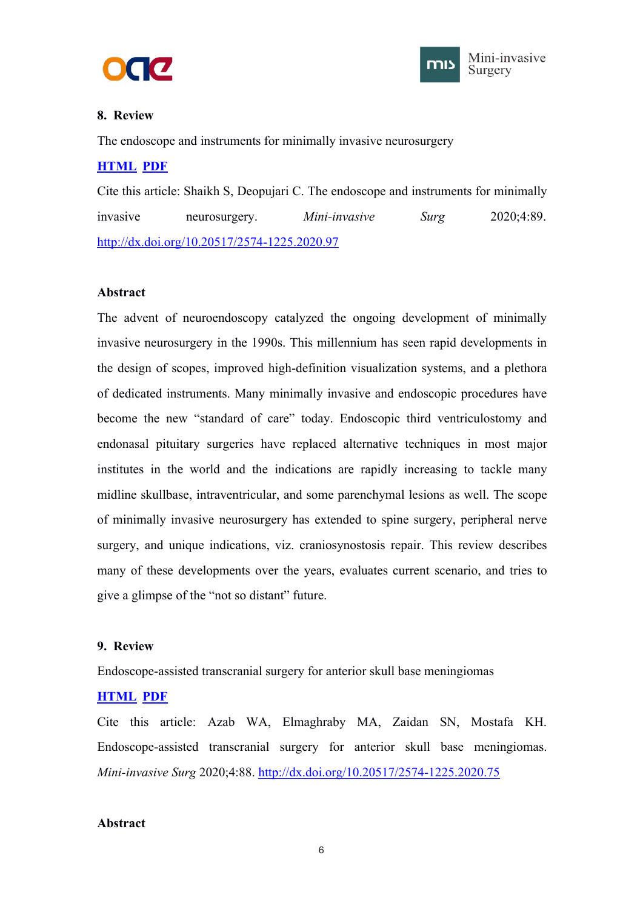**8. Review**

The endoscope and instruments for minimally invasive neurosurgery

**HTML PDF**

Cite this article: Shaikh S, Deopujari C. The endoscope and instruments for minimally invasive neurosurgery. *Mini-invasive Surg* 2020;4:89. http://dx.doi.org/10.20517/2574-1225.2020.97

**Abstract**

The advent of neuroendoscopy catalyzed the ongoing development of minimally invasive neurosurgery in the 1990s. This millennium has seen rapid developments in the design of scopes, improved high-definition visualization systems, and a plethora of dedicated instruments. Many minimally invasive and endoscopic procedures have become the new "standard of care" today. Endoscopic third ventriculostomy and endonasal pituitary surgeries have replaced alternative techniques in most major institutes in the world and the indications are rapidly increasing to tackle many midline skullbase, intraventricular, and some parenchymal lesions as well. The scope of minimally invasive neurosurgery has extended to spine surgery, peripheral nerve surgery, and unique indications, viz. craniosynostosis repair. This review describes many of these developments over the years, evaluates current scenario, and tries to give a glimpse of the "not so distant" future.

**9. Review**

Endoscope-assisted transcranial surgery for anterior skull base meningiomas

**HTML PDF**

Cite this article: Azab WA, Elmaghraby MA, Zaidan SN, Mostafa KH. Endoscope-assisted transcranial surgery for anterior skull base meningiomas. *Mini-invasive Surg* 2020;4:88. http://dx.doi.org/10.20517/2574-1225.2020.75

**Abstract**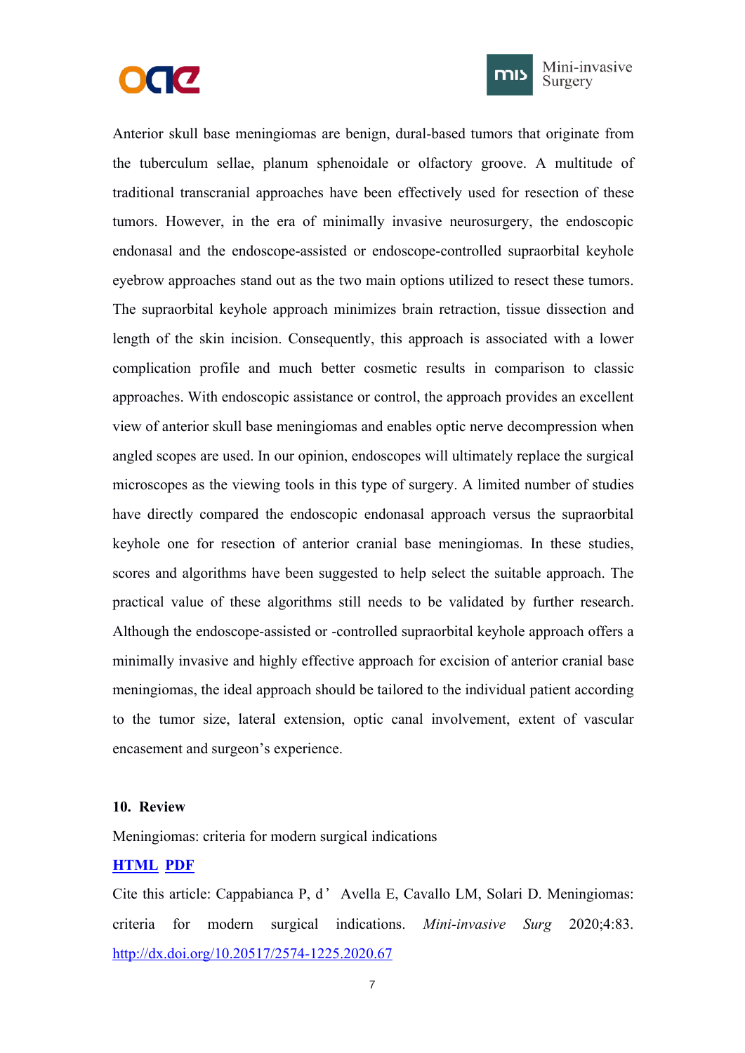Anterior skull base meningiomas are benign, dural-based tumors that originate from the tuberculum sellae, planum sphenoidale or olfactory groove. A multitude of traditional transcranial approaches have been effectively used for resection of these tumors. However, in the era of minimally invasive neurosurgery, the endoscopic endonasal and the endoscope-assisted or endoscope-controlled supraorbital keyhole eyebrow approaches stand out as the two main options utilized to resect these tumors. The supraorbital keyhole approach minimizes brain retraction, tissue dissection and length of the skin incision. Consequently, this approach is associated with a lower complication profile and much better cosmetic results in comparison to classic approaches. With endoscopic assistance or control, the approach provides an excellent view of anterior skull base meningiomas and enables optic nerve decompression when angled scopes are used. In our opinion, endoscopes will ultimately replace the surgical microscopes as the viewing tools in this type of surgery. A limited number of studies have directly compared the endoscopic endonasal approach versus the supraorbital keyhole one for resection of anterior cranial base meningiomas. In these studies, scores and algorithms have been suggested to help select the suitable approach. The practical value of these algorithms still needs to be validated by further research. Although the endoscope-assisted or -controlled supraorbital keyhole approach offers a minimally invasive and highly effective approach for excision of anterior cranial base meningiomas, the ideal approach should be tailored to the individual patient according to the tumor size, lateral extension, optic canal involvement, extent of vascular encasement and surgeon’s experience.

**10. Review**

Meningiomas: criteria for modern surgical indications

**HTML** **PDF**

Cite this article: Cappabianca P, d’Avella E, Cavallo LM, Solari D. Meningiomas: criteria for modern surgical indications. *Mini-invasive Surg* 2020;4:83. http://dx.doi.org/10.20517/2574-1225.2020.67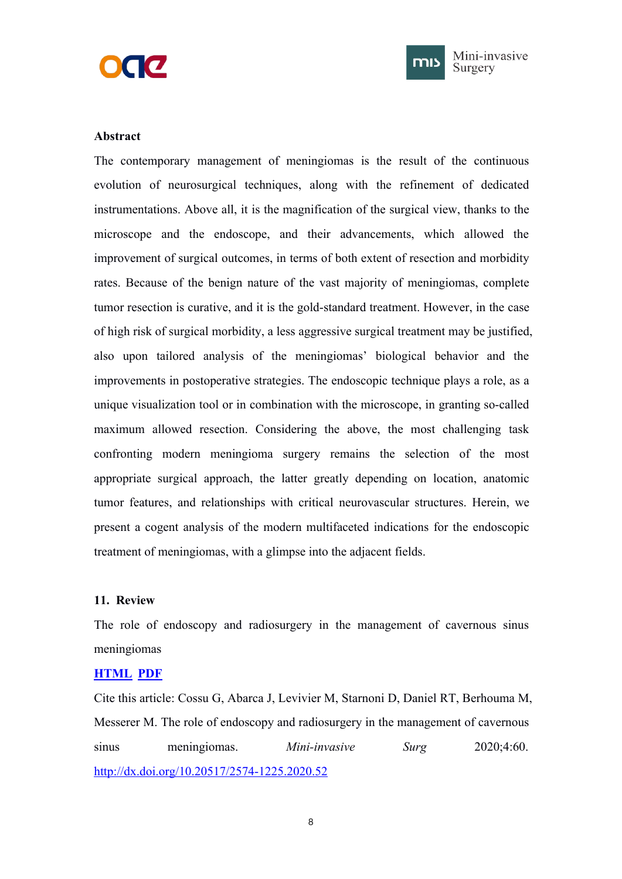**Abstract**

The contemporary management of meningiomas is the result of the continuous evolution of neurosurgical techniques, along with the refinement of dedicated instrumentations. Above all, it is the magnification of the surgical view, thanks to the microscope and the endoscope, and their advancements, which allowed the improvement of surgical outcomes, in terms of both extent of resection and morbidity rates. Because of the benign nature of the vast majority of meningiomas, complete tumor resection is curative, and it is the gold-standard treatment. However, in the case of high risk of surgical morbidity, a less aggressive surgical treatment may be justified, also upon tailored analysis of the meningiomas' biological behavior and the improvements in postoperative strategies. The endoscopic technique plays a role, as a unique visualization tool or in combination with the microscope, in granting so-called maximum allowed resection. Considering the above, the most challenging task confronting modern meningioma surgery remains the selection of the most appropriate surgical approach, the latter greatly depending on location, anatomic tumor features, and relationships with critical neurovascular structures. Herein, we present a cogent analysis of the modern multifaceted indications for the endoscopic treatment of meningiomas, with a glimpse into the adjacent fields.

**11. Review**

The role of endoscopy and radiosurgery in the management of cavernous sinus meningiomas

**HTML** **PDF**

Cite this article: Cossu G, Abarca J, Levivier M, Starnoni D, Daniel RT, Berhouma M, Messerer M. The role of endoscopy and radiosurgery in the management of cavernous sinus meningiomas. *Mini-invasive Surg* 2020;4:60. http://dx.doi.org/10.20517/2574-1225.2020.52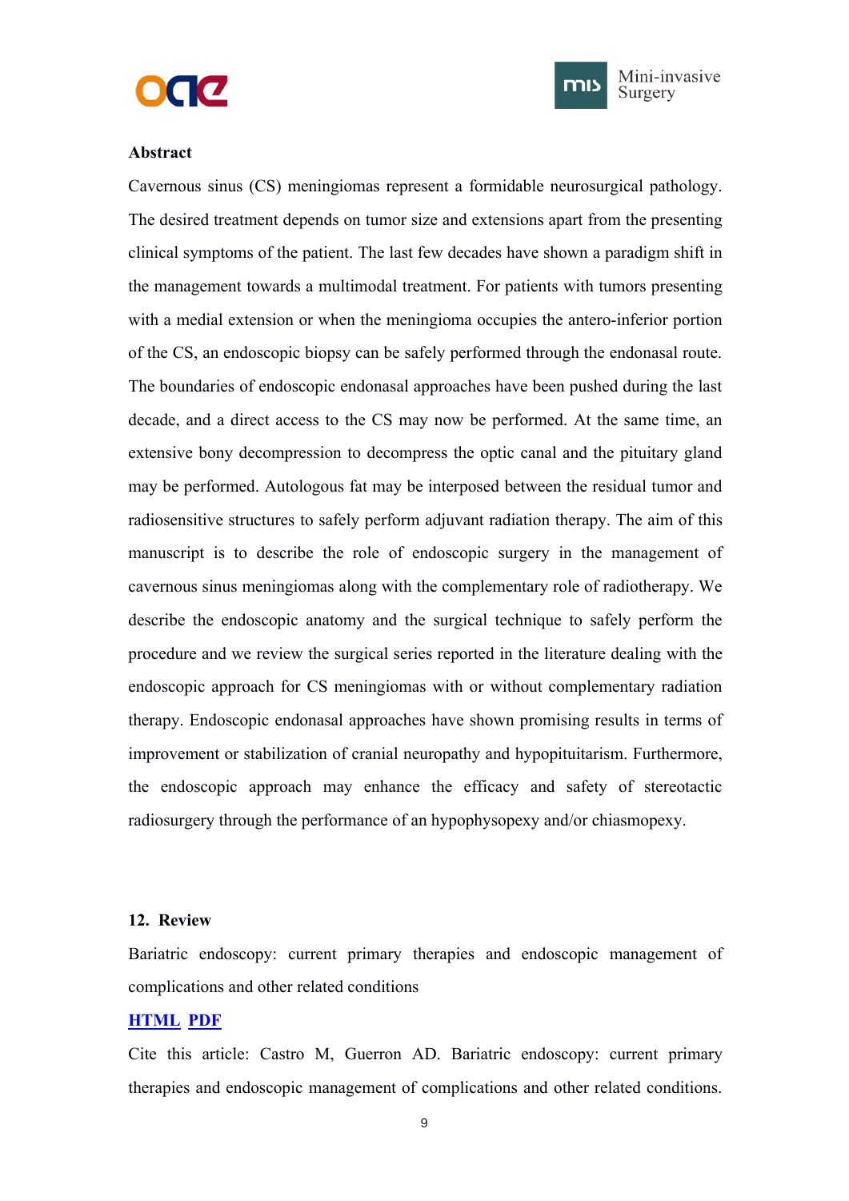**Abstract**

Cavernous sinus (CS) meningiomas represent a formidable neurosurgical pathology. The desired treatment depends on tumor size and extensions apart from the presenting clinical symptoms of the patient. The last few decades have shown a paradigm shift in the management towards a multimodal treatment. For patients with tumors presenting with a medial extension or when the meningioma occupies the antero-inferior portion of the CS, an endoscopic biopsy can be safely performed through the endonasal route. The boundaries of endoscopic endonasal approaches have been pushed during the last decade, and a direct access to the CS may now be performed. At the same time, an extensive bony decompression to decompress the optic canal and the pituitary gland may be performed. Autologous fat may be interposed between the residual tumor and radiosensitive structures to safely perform adjuvant radiation therapy. The aim of this manuscript is to describe the role of endoscopic surgery in the management of cavernous sinus meningiomas along with the complementary role of radiotherapy. We describe the endoscopic anatomy and the surgical technique to safely perform the procedure and we review the surgical series reported in the literature dealing with the endoscopic approach for CS meningiomas with or without complementary radiation therapy. Endoscopic endonasal approaches have shown promising results in terms of improvement or stabilization of cranial neuropathy and hypopituitarism. Furthermore, the endoscopic approach may enhance the efficacy and safety of stereotactic radiosurgery through the performance of an hypophysopexy and/or chiasmopexy.

**12. Review**

Bariatric endoscopy: current primary therapies and endoscopic management of complications and other related conditions

**HTML** **PDF**

Cite this article: Castro M, Guerron AD. Bariatric endoscopy: current primary therapies and endoscopic management of complications and other related conditions.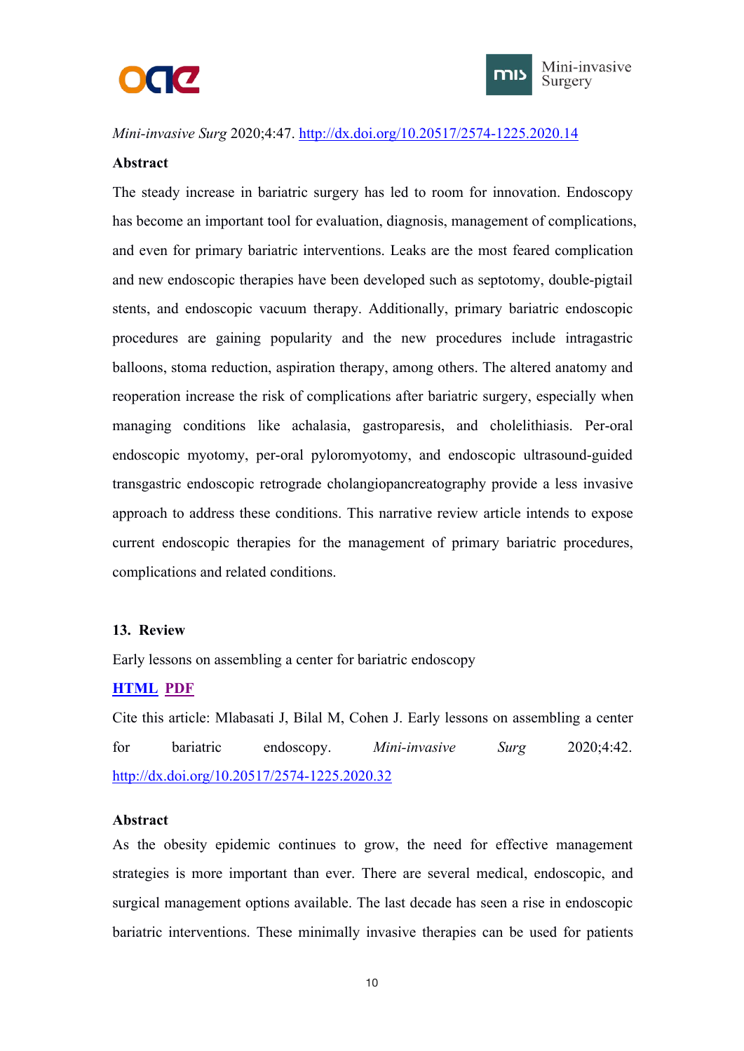*Mini-invasive Surg* 2020;4:47. http://dx.doi.org/10.20517/2574-1225.2020.14

**Abstract**

The steady increase in bariatric surgery has led to room for innovation. Endoscopy has become an important tool for evaluation, diagnosis, management of complications, and even for primary bariatric interventions. Leaks are the most feared complication and new endoscopic therapies have been developed such as septotomy, double-pigtail stents, and endoscopic vacuum therapy. Additionally, primary bariatric endoscopic procedures are gaining popularity and the new procedures include intragastric balloons, stoma reduction, aspiration therapy, among others. The altered anatomy and reoperation increase the risk of complications after bariatric surgery, especially when managing conditions like achalasia, gastroparesis, and cholelithiasis. Per-oral endoscopic myotomy, per-oral pyloromyotomy, and endoscopic ultrasound-guided transgastric endoscopic retrograde cholangiopancreatography provide a less invasive approach to address these conditions. This narrative review article intends to expose current endoscopic therapies for the management of primary bariatric procedures, complications and related conditions.

**13. Review**

Early lessons on assembling a center for bariatric endoscopy

**HTML** **PDF**

Cite this article: Mlabasati J, Bilal M, Cohen J. Early lessons on assembling a center for bariatric endoscopy. *Mini-invasive Surg* 2020;4:42. http://dx.doi.org/10.20517/2574-1225.2020.32

**Abstract**

As the obesity epidemic continues to grow, the need for effective management strategies is more important than ever. There are several medical, endoscopic, and surgical management options available. The last decade has seen a rise in endoscopic bariatric interventions. These minimally invasive therapies can be used for patients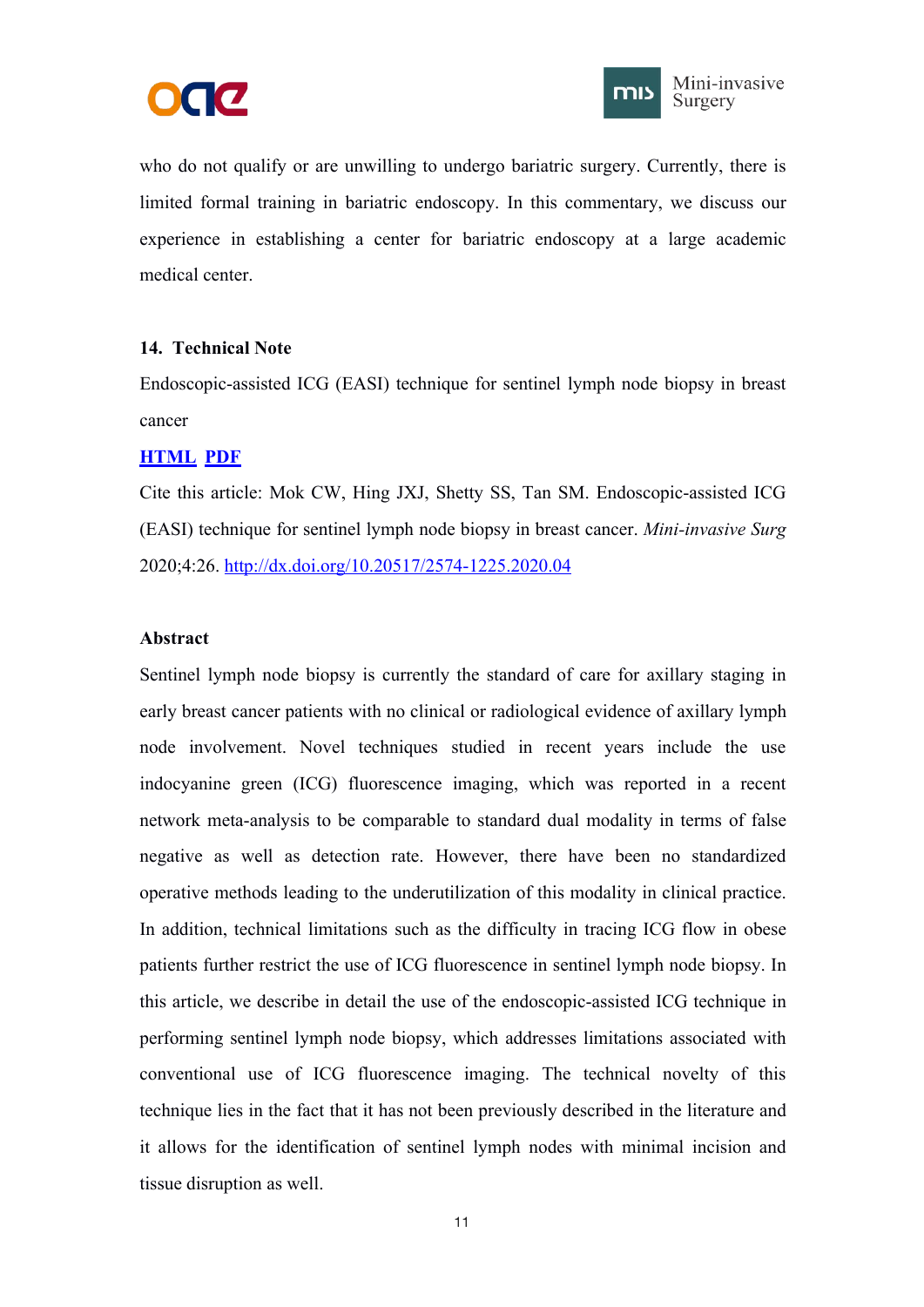who do not qualify or are unwilling to undergo bariatric surgery. Currently, there is limited formal training in bariatric endoscopy. In this commentary, we discuss our experience in establishing a center for bariatric endoscopy at a large academic medical center.

**14. Technical Note**

Endoscopic-assisted ICG (EASI) technique for sentinel lymph node biopsy in breast cancer

**HTML PDF**

Cite this article: Mok CW, Hing JXJ, Shetty SS, Tan SM. Endoscopic-assisted ICG (EASI) technique for sentinel lymph node biopsy in breast cancer. *Mini-invasive Surg* 2020;4:26. http://dx.doi.org/10.20517/2574-1225.2020.04

**Abstract**

Sentinel lymph node biopsy is currently the standard of care for axillary staging in early breast cancer patients with no clinical or radiological evidence of axillary lymph node involvement. Novel techniques studied in recent years include the use indocyanine green (ICG) fluorescence imaging, which was reported in a recent network meta-analysis to be comparable to standard dual modality in terms of false negative as well as detection rate. However, there have been no standardized operative methods leading to the underutilization of this modality in clinical practice. In addition, technical limitations such as the difficulty in tracing ICG flow in obese patients further restrict the use of ICG fluorescence in sentinel lymph node biopsy. In this article, we describe in detail the use of the endoscopic-assisted ICG technique in performing sentinel lymph node biopsy, which addresses limitations associated with conventional use of ICG fluorescence imaging. The technical novelty of this technique lies in the fact that it has not been previously described in the literature and it allows for the identification of sentinel lymph nodes with minimal incision and tissue disruption as well.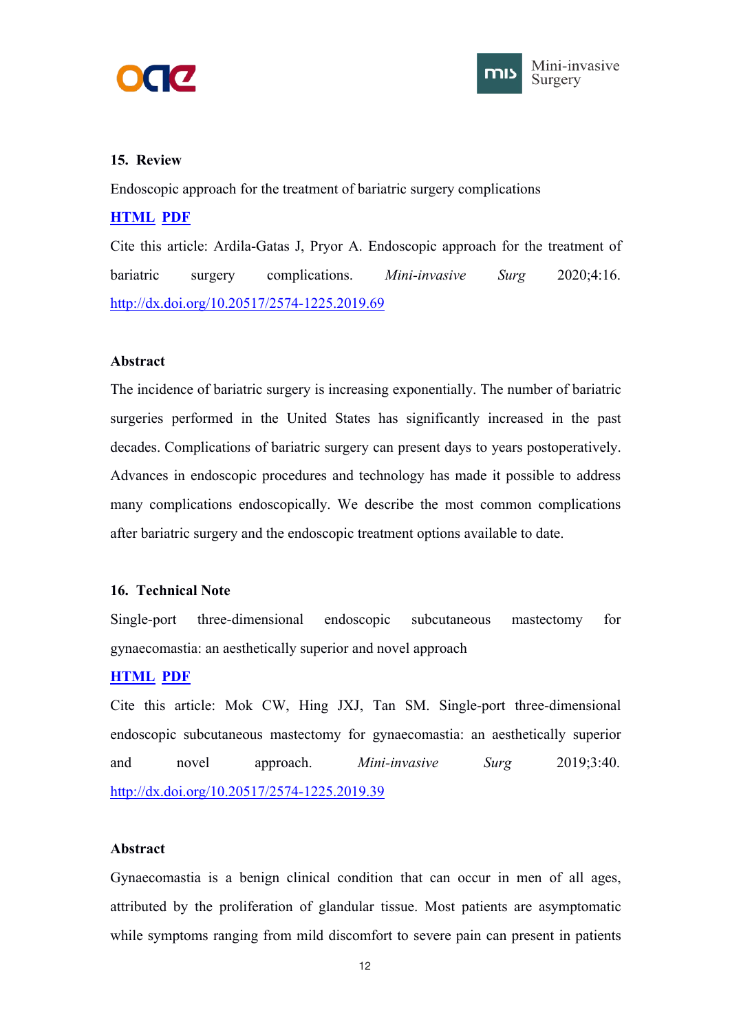**15. Review**

Endoscopic approach for the treatment of bariatric surgery complications

**HTML** **PDF**

Cite this article: Ardila-Gatas J, Pryor A. Endoscopic approach for the treatment of bariatric surgery complications. *Mini-invasive Surg* 2020;4:16. http://dx.doi.org/10.20517/2574-1225.2019.69

**Abstract**

The incidence of bariatric surgery is increasing exponentially. The number of bariatric surgeries performed in the United States has significantly increased in the past decades. Complications of bariatric surgery can present days to years postoperatively. Advances in endoscopic procedures and technology has made it possible to address many complications endoscopically. We describe the most common complications after bariatric surgery and the endoscopic treatment options available to date.

**16. Technical Note**

Single-port three-dimensional endoscopic subcutaneous mastectomy for gynaecomastia: an aesthetically superior and novel approach

**HTML** **PDF**

Cite this article: Mok CW, Hing JXJ, Tan SM. Single-port three-dimensional endoscopic subcutaneous mastectomy for gynaecomastia: an aesthetically superior and novel approach. *Mini-invasive Surg* 2019;3:40. http://dx.doi.org/10.20517/2574-1225.2019.39

**Abstract**

Gynaecomastia is a benign clinical condition that can occur in men of all ages, attributed by the proliferation of glandular tissue. Most patients are asymptomatic while symptoms ranging from mild discomfort to severe pain can present in patients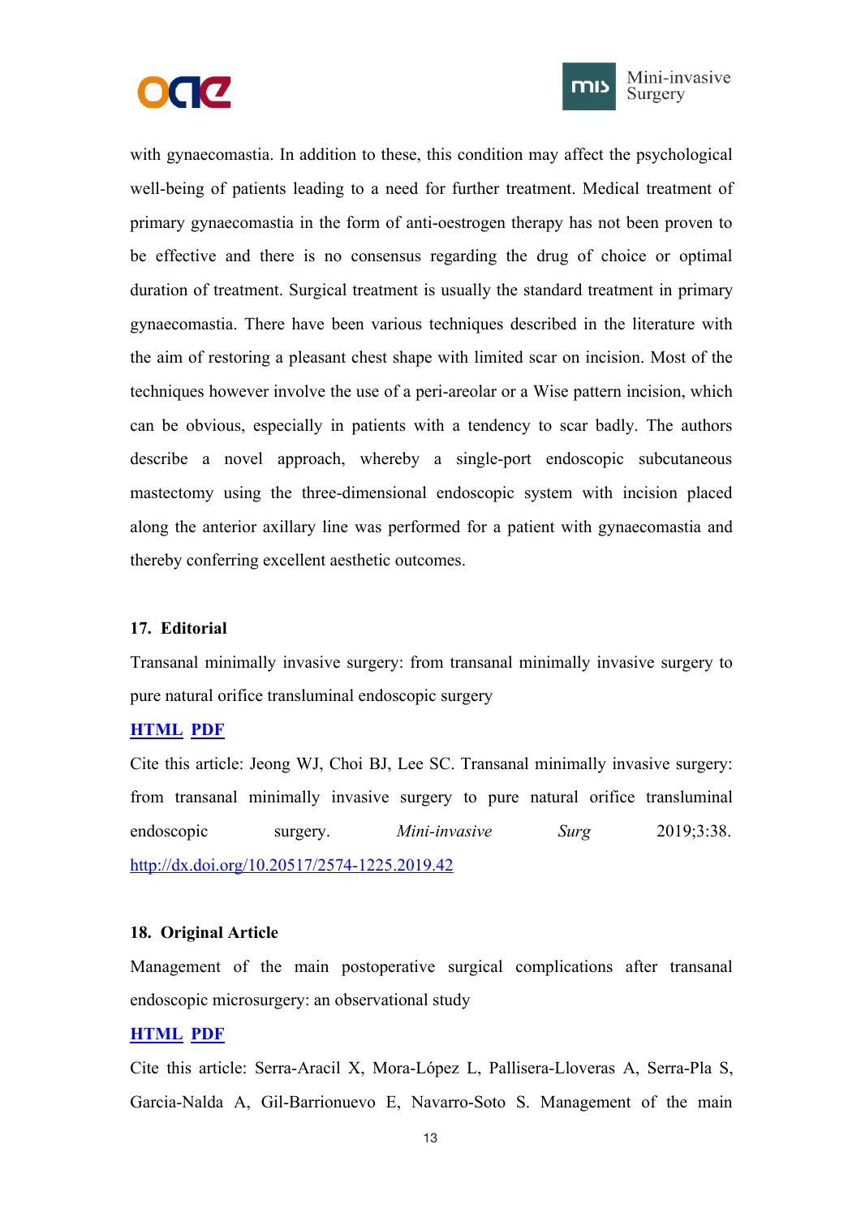with gynaecomastia. In addition to these, this condition may affect the psychological well-being of patients leading to a need for further treatment. Medical treatment of primary gynaecomastia in the form of anti-oestrogen therapy has not been proven to be effective and there is no consensus regarding the drug of choice or optimal duration of treatment. Surgical treatment is usually the standard treatment in primary gynaecomastia. There have been various techniques described in the literature with the aim of restoring a pleasant chest shape with limited scar on incision. Most of the techniques however involve the use of a peri-areolar or a Wise pattern incision, which can be obvious, especially in patients with a tendency to scar badly. The authors describe a novel approach, whereby a single-port endoscopic subcutaneous mastectomy using the three-dimensional endoscopic system with incision placed along the anterior axillary line was performed for a patient with gynaecomastia and thereby conferring excellent aesthetic outcomes.

**17. Editorial**

Transanal minimally invasive surgery: from transanal minimally invasive surgery to pure natural orifice transluminal endoscopic surgery

**HTML** **PDF**

Cite this article: Jeong WJ, Choi BJ, Lee SC. Transanal minimally invasive surgery: from transanal minimally invasive surgery to pure natural orifice transluminal endoscopic surgery. *Mini-invasive Surg* 2019;3:38. http://dx.doi.org/10.20517/2574-1225.2019.42

**18. Original Article**

Management of the main postoperative surgical complications after transanal endoscopic microsurgery: an observational study

**HTML** **PDF**

Cite this article: Serra-Aracil X, Mora-López L, Pallisera-Lloveras A, Serra-Pla S, Garcia-Nalda A, Gil-Barrionuevo E, Navarro-Soto S. Management of the main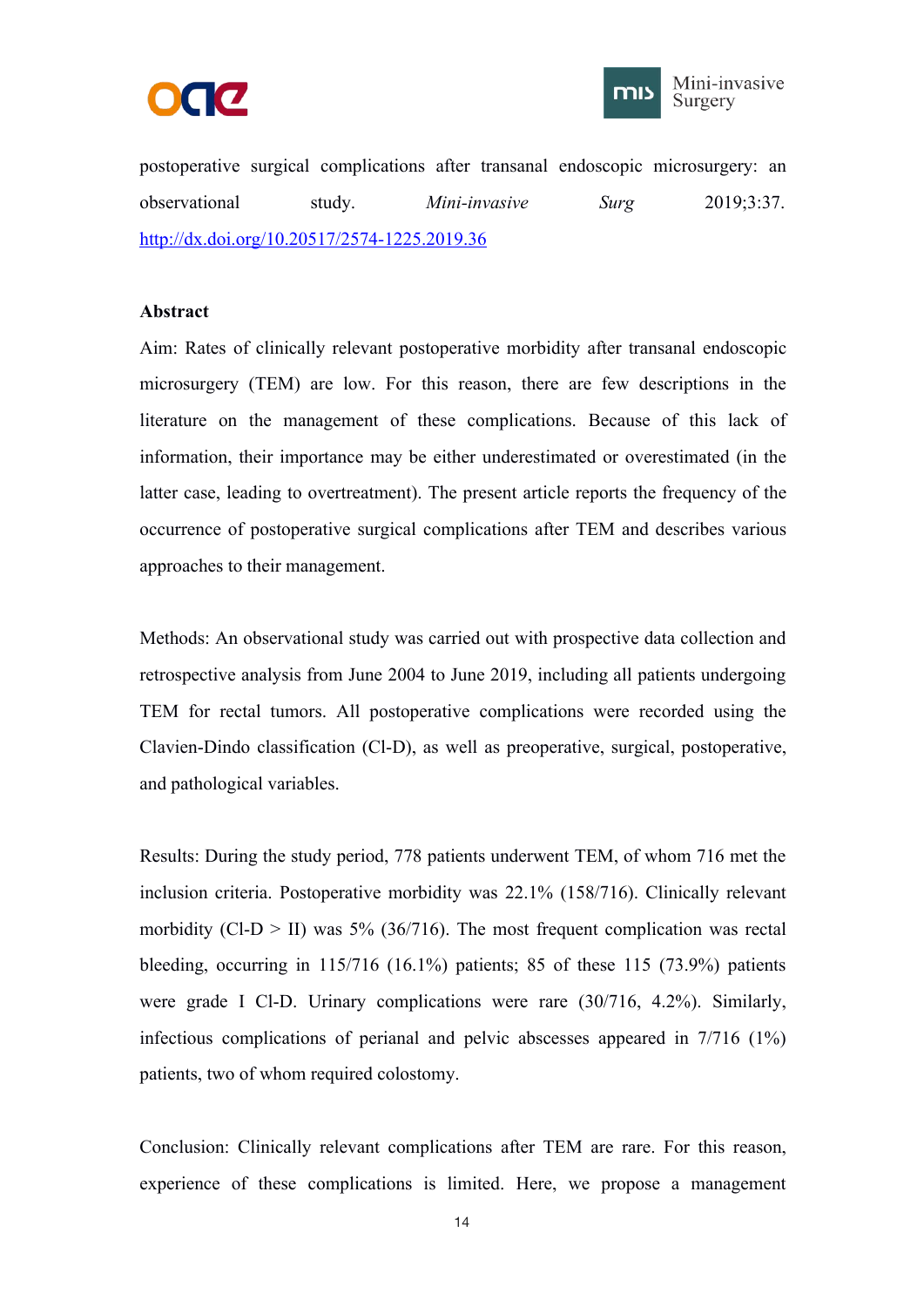postoperative surgical complications after transanal endoscopic microsurgery: an observational study. *Mini-invasive Surg* 2019;3:37. http://dx.doi.org/10.20517/2574-1225.2019.36

**Abstract**

Aim: Rates of clinically relevant postoperative morbidity after transanal endoscopic microsurgery (TEM) are low. For this reason, there are few descriptions in the literature on the management of these complications. Because of this lack of information, their importance may be either underestimated or overestimated (in the latter case, leading to overtreatment). The present article reports the frequency of the occurrence of postoperative surgical complications after TEM and describes various approaches to their management.

Methods: An observational study was carried out with prospective data collection and retrospective analysis from June 2004 to June 2019, including all patients undergoing TEM for rectal tumors. All postoperative complications were recorded using the Clavien-Dindo classification (Cl-D), as well as preoperative, surgical, postoperative, and pathological variables.

Results: During the study period, 778 patients underwent TEM, of whom 716 met the inclusion criteria. Postoperative morbidity was 22.1% (158/716). Clinically relevant morbidity (Cl-D > II) was 5% (36/716). The most frequent complication was rectal bleeding, occurring in 115/716 (16.1%) patients; 85 of these 115 (73.9%) patients were grade I Cl-D. Urinary complications were rare (30/716, 4.2%). Similarly, infectious complications of perianal and pelvic abscesses appeared in 7/716 (1%) patients, two of whom required colostomy.

Conclusion: Clinically relevant complications after TEM are rare. For this reason, experience of these complications is limited. Here, we propose a management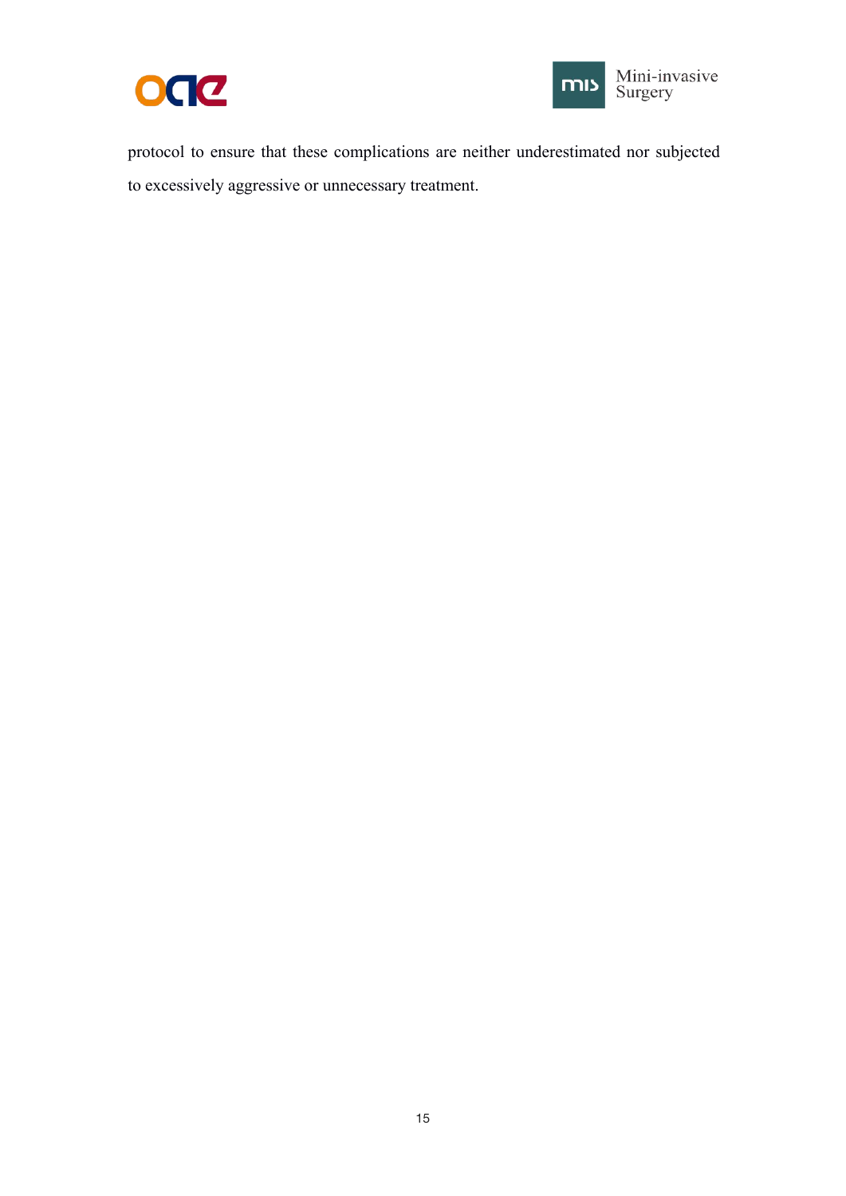protocol to ensure that these complications are neither underestimated nor subjected to excessively aggressive or unnecessary treatment.